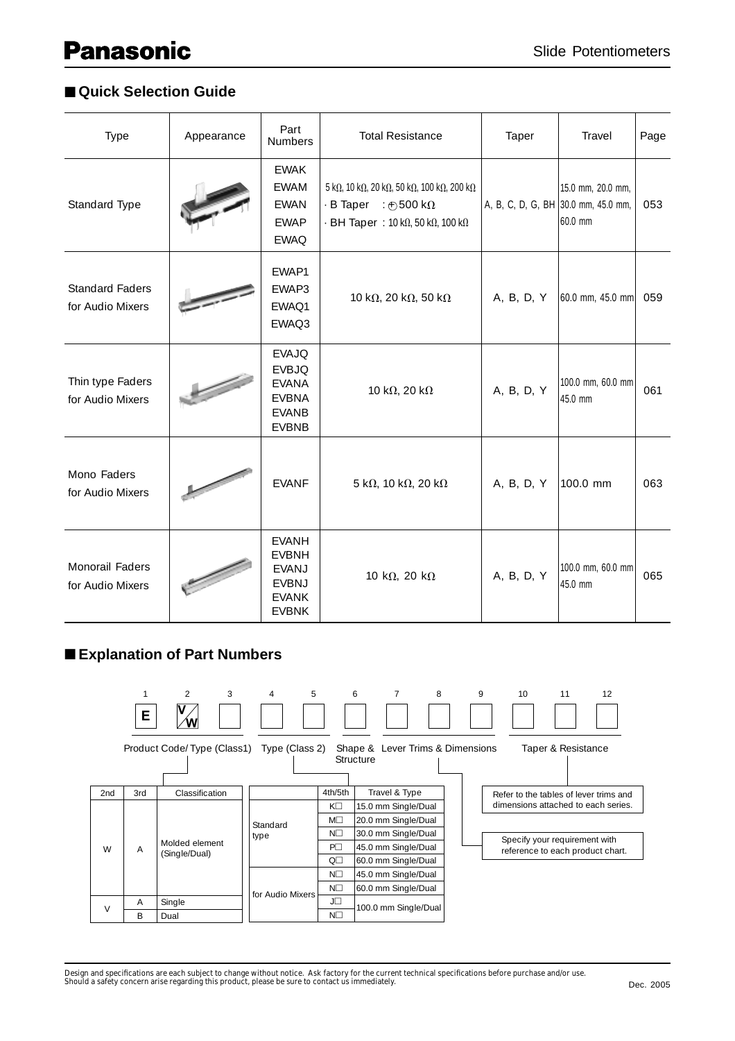Panasonic

Slide Potentiometers

## ■ Quick Selection Guide

| Type | Appearance | Part Numbers | Total Resistance | Taper | Travel | Page |
|---|---|---|---|---|---|---|
| Standard Type | | EWAK<br>EWAM<br>EWAN<br>EWAP<br>EWAQ | 5 kΩ, 10 kΩ, 20 kΩ, 50 kΩ, 100 kΩ, 200 kΩ<br>· B Taper : ⊕500 kΩ<br>· BH Taper : 10 kΩ, 50 kΩ, 100 kΩ | A, B, C, D, G, BH | 15.0 mm, 20.0 mm, 30.0 mm, 45.0 mm, 60.0 mm | 053 |
| Standard Faders for Audio Mixers | | EWAP1<br>EWAP3<br>EWAQ1<br>EWAQ3 | 10 kΩ, 20 kΩ, 50 kΩ | A, B, D, Y | 60.0 mm, 45.0 mm | 059 |
| Thin type Faders for Audio Mixers | | EVAJQ<br>EVBJQ<br>EVANA<br>EVBNA<br>EVANB<br>EVBNB | 10 kΩ, 20 kΩ | A, B, D, Y | 100.0 mm, 60.0 mm 45.0 mm | 061 |
| Mono Faders for Audio Mixers | | EVANF | 5 kΩ, 10 kΩ, 20 kΩ | A, B, D, Y | 100.0 mm | 063 |
| Monorail Faders for Audio Mixers | | EVANH<br>EVBNH<br>EVANJ<br>EVBNJ<br>EVANK<br>EVBNK | 10 kΩ, 20 kΩ | A, B, D, Y | 100.0 mm, 60.0 mm 45.0 mm | 065 |

## ■ Explanation of Part Numbers

| 1 | 2 | 3 | 4 | 5 | 6 | 7 | 8 | 9 | 10 | 11 | 12 |
|---|---|---|---|---|---|---|---|---|---|---|---|
| E | V/W | | | | | | | | | | |

- 1–3: Product Code/ Type (Class1)
- 4–5: Type (Class 2)
- 6: Shape & Structure
- 7–9: Lever Trims & Dimensions
- 10–12: Taper & Resistance

| 2nd | 3rd | Classification |
|---|---|---|
| W | A | Molded element (Single/Dual) |
| V | A | Single |
| | B | Dual |

| | 4th/5th | Travel & Type |
|---|---|---|
| Standard type | K□ | 15.0 mm Single/Dual |
| | M□ | 20.0 mm Single/Dual |
| | N□ | 30.0 mm Single/Dual |
| | P□ | 45.0 mm Single/Dual |
| | Q□ | 60.0 mm Single/Dual |
| for Audio Mixers | N□ | 45.0 mm Single/Dual |
| | N□ | 60.0 mm Single/Dual |
| | J□ | 100.0 mm Single/Dual |
| | N□ | |

Shape & Structure / Lever Trims & Dimensions: Refer to the tables of lever trims and dimensions attached to each series.

Taper & Resistance: Specify your requirement with reference to each product chart.

Design and specifications are each subject to change without notice. Ask factory for the current technical specifications before purchase and/or use.
Should a safety concern arise regarding this product, please be sure to contact us immediately.

Dec. 2005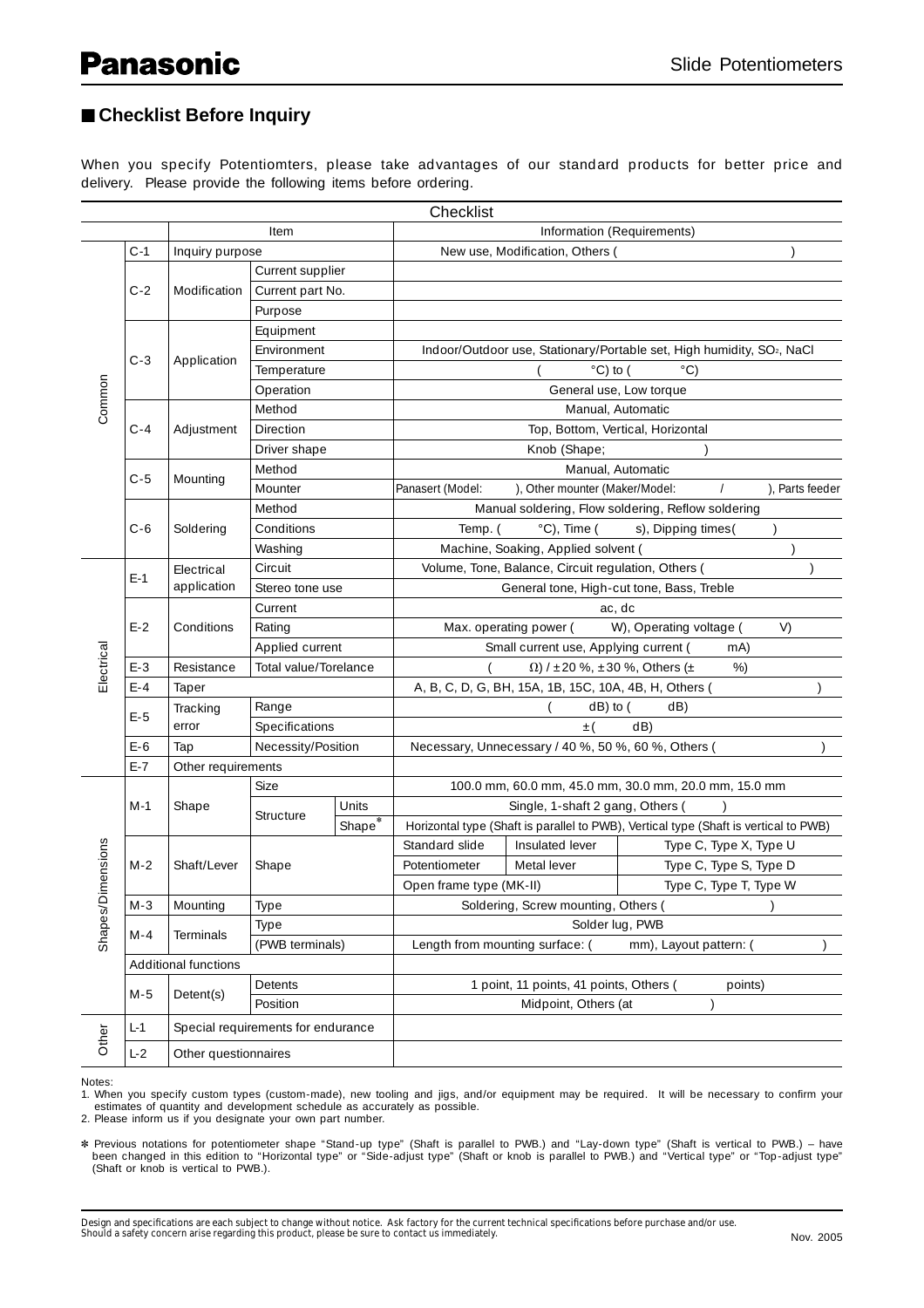## ■ Checklist Before Inquiry

When you specify Potentiomters, please take advantages of our standard products for better price and delivery. Please provide the following items before ordering.

| Checklist | | | | | | | |
|---|---|---|---|---|---|---|---|
| | | Item | | | Information (Requirements) | | |
| Common | C-1 | Inquiry purpose | | | New use, Modification, Others ( ) | | |
| | C-2 | Modification | Current supplier | | | | |
| | | | Current part No. | | | | |
| | | | Purpose | | | | |
| | C-3 | Application | Equipment | | | | |
| | | | Environment | | Indoor/Outdoor use, Stationary/Portable set, High humidity, $SO_2$, NaCl | | |
| | | | Temperature | | ( °C) to ( °C) | | |
| | | | Operation | | General use, Low torque | | |
| | C-4 | Adjustment | Method | | Manual, Automatic | | |
| | | | Direction | | Top, Bottom, Vertical, Horizontal | | |
| | | | Driver shape | | Knob (Shape; ) | | |
| | C-5 | Mounting | Method | | Manual, Automatic | | |
| | | | Mounter | | Panasert (Model: ), Other mounter (Maker/Model: / ), Parts feeder | | |
| | C-6 | Soldering | Method | | Manual soldering, Flow soldering, Reflow soldering | | |
| | | | Conditions | | Temp. ( °C), Time ( s), Dipping times( ) | | |
| | | | Washing | | Machine, Soaking, Applied solvent ( ) | | |
| Electrical | E-1 | Electrical application | Circuit | | Volume, Tone, Balance, Circuit regulation, Others ( ) | | |
| | | | Stereo tone use | | General tone, High-cut tone, Bass, Treble | | |
| | E-2 | Conditions | Current | | ac, dc | | |
| | | | Rating | | Max. operating power ( W), Operating voltage ( V) | | |
| | | | Applied current | | Small current use, Applying current ( mA) | | |
| | E-3 | Resistance | Total value/Torelance | | ( Ω) / ±20 %, ±30 %, Others (± %) | | |
| | E-4 | Taper | | | A, B, C, D, G, BH, 15A, 1B, 15C, 10A, 4B, H, Others ( ) | | |
| | E-5 | Tracking error | Range | | ( dB) to ( dB) | | |
| | | | Specifications | | ±( dB) | | |
| | E-6 | Tap | Necessity/Position | | Necessary, Unnecessary / 40 %, 50 %, 60 %, Others ( ) | | |
| | E-7 | Other requirements | | | | | |
| Shapes/Dimensions | M-1 | Shape | Size | | 100.0 mm, 60.0 mm, 45.0 mm, 30.0 mm, 20.0 mm, 15.0 mm | | |
| | | | Structure | Units | Single, 1-shaft 2 gang, Others ( ) | | |
| | | | | Shape* | Horizontal type (Shaft is parallel to PWB), Vertical type (Shaft is vertical to PWB) | | |
| | M-2 | Shaft/Lever | Shape | | Standard slide | Insulated lever | Type C, Type X, Type U |
| | | | | | Potentiometer | Metal lever | Type C, Type S, Type D |
| | | | | | Open frame type (MK-II) | | Type C, Type T, Type W |
| | M-3 | Mounting | Type | | Soldering, Screw mounting, Others ( ) | | |
| | M-4 | Terminals | Type | | Solder lug, PWB | | |
| | | | (PWB terminals) | | Length from mounting surface: ( mm), Layout pattern: ( ) | | |
| | Additional functions | | | | | | |
| | M-5 | Detent(s) | Detents | | 1 point, 11 points, 41 points, Others ( points) | | |
| | | | Position | | Midpoint, Others (at ) | | |
| Other | L-1 | Special requirements for endurance | | | | | |
| | L-2 | Other questionnaires | | | | | |

Notes:
1. When you specify custom types (custom-made), new tooling and jigs, and/or equipment may be required. It will be necessary to confirm your estimates of quantity and development schedule as accurately as possible.
2. Please inform us if you designate your own part number.

* Previous notations for potentiometer shape "Stand-up type" (Shaft is parallel to PWB.) and "Lay-down type" (Shaft is vertical to PWB.) – have been changed in this edition to "Horizontal type" or "Side-adjust type" (Shaft or knob is parallel to PWB.) and "Vertical type" or "Top-adjust type" (Shaft or knob is vertical to PWB.).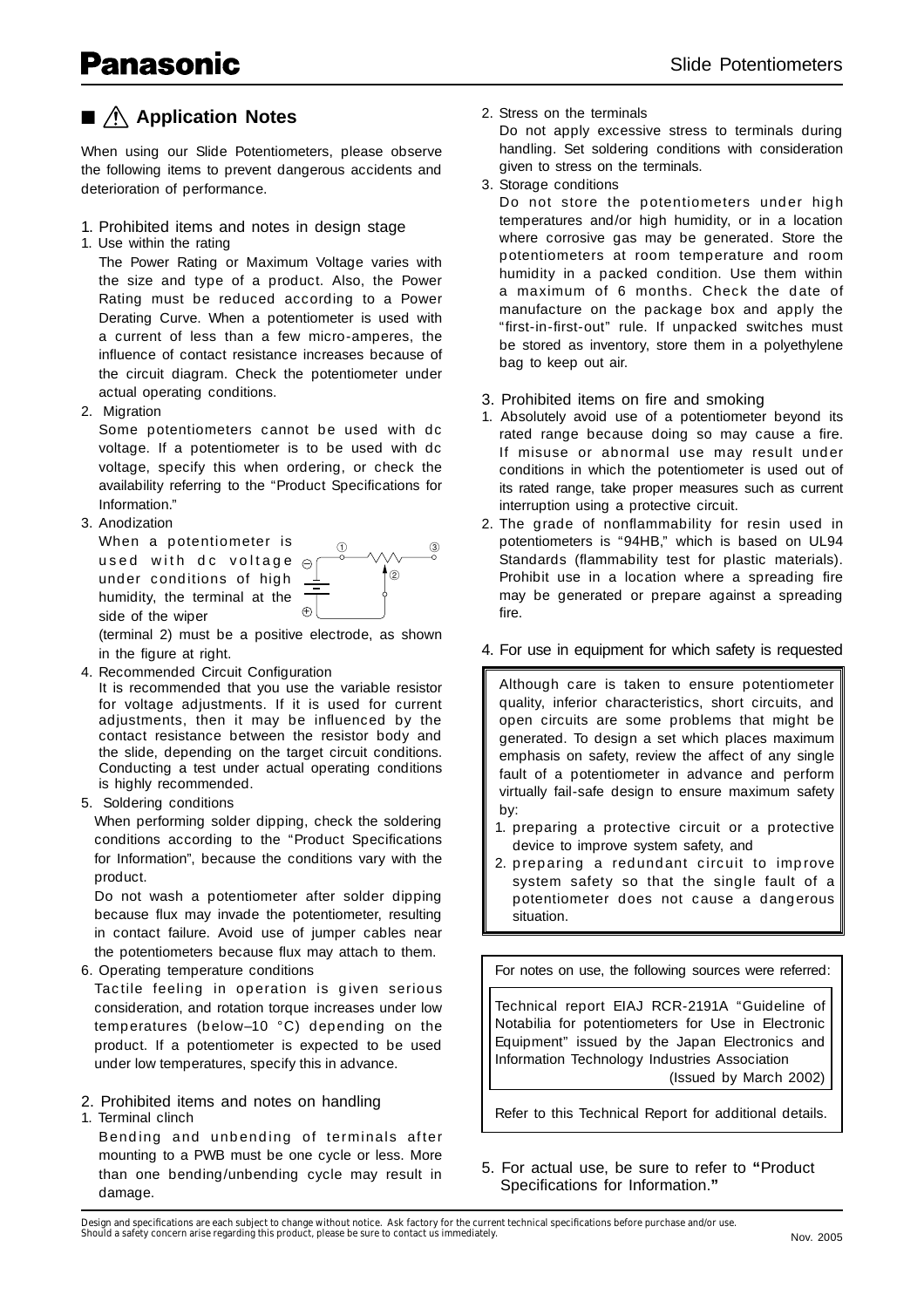## ■ ⚠ Application Notes

When using our Slide Potentiometers, please observe the following items to prevent dangerous accidents and deterioration of performance.

### 1. Prohibited items and notes in design stage

1. Use within the rating

   The Power Rating or Maximum Voltage varies with the size and type of a product. Also, the Power Rating must be reduced according to a Power Derating Curve. When a potentiometer is used with a current of less than a few micro-amperes, the influence of contact resistance increases because of the circuit diagram. Check the potentiometer under actual operating conditions.

2. Migration

   Some potentiometers cannot be used with dc voltage. If a potentiometer is to be used with dc voltage, specify this when ordering, or check the availability referring to the "Product Specifications for Information."

3. Anodization

   When a potentiometer is used with dc voltage under conditions of high humidity, the terminal at the side of the wiper (terminal 2) must be a positive electrode, as shown in the figure at right.

4. Recommended Circuit Configuration

   It is recommended that you use the variable resistor for voltage adjustments. If it is used for current adjustments, then it may be influenced by the contact resistance between the resistor body and the slide, depending on the target circuit conditions. Conducting a test under actual operating conditions is highly recommended.

5. Soldering conditions

   When performing solder dipping, check the soldering conditions according to the "Product Specifications for Information", because the conditions vary with the product.

   Do not wash a potentiometer after solder dipping because flux may invade the potentiometer, resulting in contact failure. Avoid use of jumper cables near the potentiometers because flux may attach to them.

6. Operating temperature conditions

   Tactile feeling in operation is given serious consideration, and rotation torque increases under low temperatures (below–10 °C) depending on the product. If a potentiometer is expected to be used under low temperatures, specify this in advance.

### 2. Prohibited items and notes on handling

1. Terminal clinch

   Bending and unbending of terminals after mounting to a PWB must be one cycle or less. More than one bending/unbending cycle may result in damage.

2. Stress on the terminals

   Do not apply excessive stress to terminals during handling. Set soldering conditions with consideration given to stress on the terminals.

3. Storage conditions

   Do not store the potentiometers under high temperatures and/or high humidity, or in a location where corrosive gas may be generated. Store the potentiometers at room temperature and room humidity in a packed condition. Use them within a maximum of 6 months. Check the date of manufacture on the package box and apply the "first-in-first-out" rule. If unpacked switches must be stored as inventory, store them in a polyethylene bag to keep out air.

### 3. Prohibited items on fire and smoking

1. Absolutely avoid use of a potentiometer beyond its rated range because doing so may cause a fire. If misuse or abnormal use may result under conditions in which the potentiometer is used out of its rated range, take proper measures such as current interruption using a protective circuit.
2. The grade of nonflammability for resin used in potentiometers is "94HB," which is based on UL94 Standards (flammability test for plastic materials). Prohibit use in a location where a spreading fire may be generated or prepare against a spreading fire.

### 4. For use in equipment for which safety is requested

Although care is taken to ensure potentiometer quality, inferior characteristics, short circuits, and open circuits are some problems that might be generated. To design a set which places maximum emphasis on safety, review the affect of any single fault of a potentiometer in advance and perform virtually fail-safe design to ensure maximum safety by:

1. preparing a protective circuit or a protective device to improve system safety, and
2. preparing a redundant circuit to improve system safety so that the single fault of a potentiometer does not cause a dangerous situation.

For notes on use, the following sources were referred:

Technical report EIAJ RCR-2191A "Guideline of Notabilia for potentiometers for Use in Electronic Equipment" issued by the Japan Electronics and Information Technology Industries Association (Issued by March 2002)

Refer to this Technical Report for additional details.

### 5. For actual use, be sure to refer to "Product Specifications for Information."

Design and specifications are each subject to change without notice. Ask factory for the current technical specifications before purchase and/or use.
Should a safety concern arise regarding this product, please be sure to contact us immediately.

Nov. 2005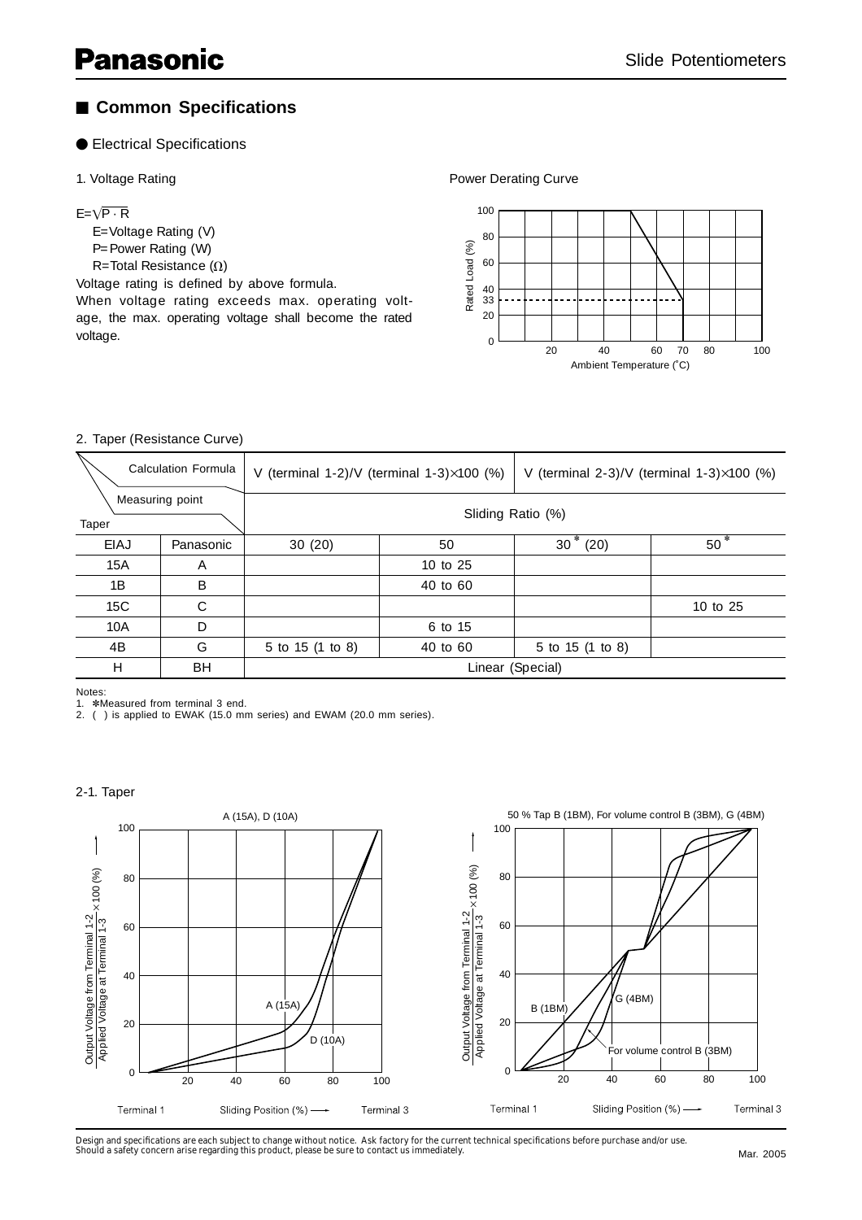## ■ Common Specifications

● Electrical Specifications

1. Voltage Rating

$E=\sqrt{P \cdot R}$

E=Voltage Rating (V)
P=Power Rating (W)
R=Total Resistance (Ω)

Voltage rating is defined by above formula.
When voltage rating exceeds max. operating voltage, the max. operating voltage shall become the rated voltage.

Power Derating Curve

2. Taper (Resistance Curve)

| Taper | | V (terminal 1-2)/V (terminal 1-3)×100 (%) | | V (terminal 2-3)/V (terminal 1-3)×100 (%) | |
|---|---|---|---|---|---|
| Measuring point | | Sliding Ratio (%) | | | |
| EIAJ | Panasonic | 30 (20) | 50 | 30* (20) | 50* |
| 15A | A | | 10 to 25 | | |
| 1B | B | | 40 to 60 | | |
| 15C | C | | | | 10 to 25 |
| 10A | D | | 6 to 15 | | |
| 4B | G | 5 to 15 (1 to 8) | 40 to 60 | 5 to 15 (1 to 8) | |
| H | BH | Linear (Special) | | | |

Notes:
1. *Measured from terminal 3 end.
2. ( ) is applied to EWAK (15.0 mm series) and EWAM (20.0 mm series).

2-1. Taper

A (15A), D (10A)

50 % Tap B (1BM), For volume control B (3BM), G (4BM)

Design and specifications are each subject to change without notice. Ask factory for the current technical specifications before purchase and/or use.
Should a safety concern arise regarding this product, please be sure to contact us immediately.

Mar. 2005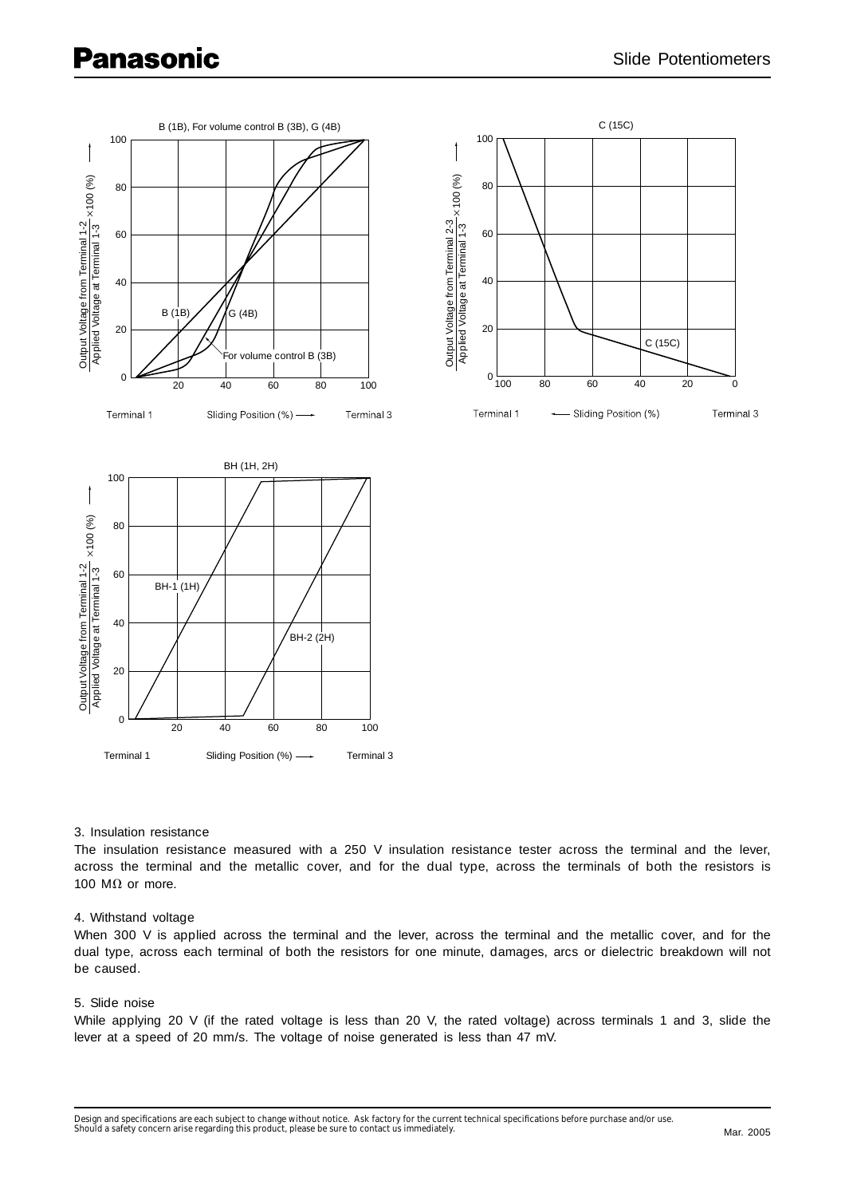B (1B), For volume control B (3B), G (4B)

Output Voltage from Terminal 1-2 / Applied Voltage at Terminal 1-3 ×100 (%)

B (1B) G (4B) For volume control B (3B)

Terminal 1 Sliding Position (%) Terminal 3

C (15C)

Output Voltage from Terminal 2-3 / Applied Voltage at Terminal 1-3 ×100 (%)

C (15C)

Terminal 1 Sliding Position (%) Terminal 3

BH (1H, 2H)

Output Voltage from Terminal 1-2 / Applied Voltage at Terminal 1-3 ×100 (%)

BH-1 (1H) BH-2 (2H)

Terminal 1 Sliding Position (%) Terminal 3

3. Insulation resistance

The insulation resistance measured with a 250 V insulation resistance tester across the terminal and the lever, across the terminal and the metallic cover, and for the dual type, across the terminals of both the resistors is 100 MΩ or more.

4. Withstand voltage

When 300 V is applied across the terminal and the lever, across the terminal and the metallic cover, and for the dual type, across each terminal of both the resistors for one minute, damages, arcs or dielectric breakdown will not be caused.

5. Slide noise

While applying 20 V (if the rated voltage is less than 20 V, the rated voltage) across terminals 1 and 3, slide the lever at a speed of 20 mm/s. The voltage of noise generated is less than 47 mV.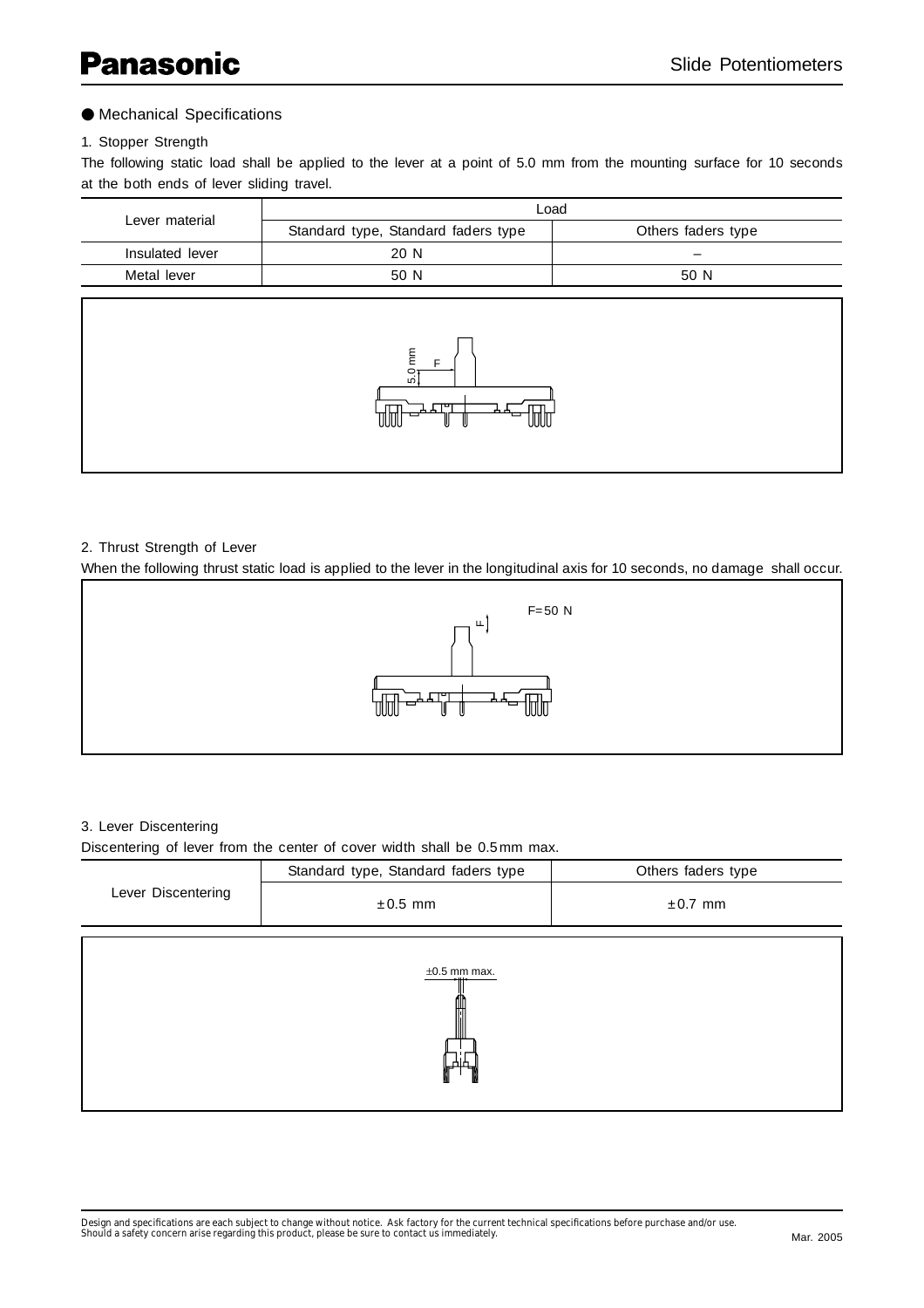## ● Mechanical Specifications

### 1. Stopper Strength

The following static load shall be applied to the lever at a point of 5.0 mm from the mounting surface for 10 seconds at the both ends of lever sliding travel.

| Lever material | Load | |
|---|---|---|
| | Standard type, Standard faders type | Others faders type |
| Insulated lever | 20 N | – |
| Metal lever | 50 N | 50 N |

### 2. Thrust Strength of Lever

When the following thrust static load is applied to the lever in the longitudinal axis for 10 seconds, no damage shall occur.

F=50 N

### 3. Lever Discentering

Discentering of lever from the center of cover width shall be 0.5 mm max.

| | Standard type, Standard faders type | Others faders type |
|---|---|---|
| Lever Discentering | ±0.5 mm | ±0.7 mm |

±0.5 mm max.

Design and specifications are each subject to change without notice. Ask factory for the current technical specifications before purchase and/or use.
Should a safety concern arise regarding this product, please be sure to contact us immediately.

Mar. 2005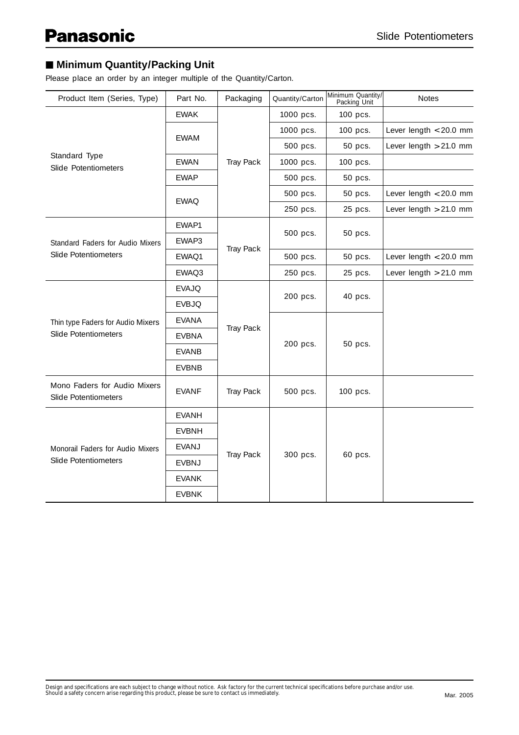## ■ Minimum Quantity/Packing Unit

Please place an order by an integer multiple of the Quantity/Carton.

| Product Item (Series, Type) | Part No. | Packaging | Quantity/Carton | Minimum Quantity/ Packing Unit | Notes |
|---|---|---|---|---|---|
| Standard Type Slide Potentiometers | EWAK | Tray Pack | 1000 pcs. | 100 pcs. | |
| | EWAM | | 1000 pcs. | 100 pcs. | Lever length < 20.0 mm |
| | | | 500 pcs. | 50 pcs. | Lever length > 21.0 mm |
| | EWAN | | 1000 pcs. | 100 pcs. | |
| | EWAP | | 500 pcs. | 50 pcs. | |
| | EWAQ | | 500 pcs. | 50 pcs. | Lever length < 20.0 mm |
| | | | 250 pcs. | 25 pcs. | Lever length > 21.0 mm |
| Standard Faders for Audio Mixers Slide Potentiometers | EWAP1 | Tray Pack | 500 pcs. | 50 pcs. | |
| | EWAP3 | | | | |
| | EWAQ1 | | 500 pcs. | 50 pcs. | Lever length < 20.0 mm |
| | EWAQ3 | | 250 pcs. | 25 pcs. | Lever length > 21.0 mm |
| Thin type Faders for Audio Mixers Slide Potentiometers | EVAJQ | Tray Pack | 200 pcs. | 40 pcs. | |
| | EVBJQ | | | | |
| | EVANA | | 200 pcs. | 50 pcs. | |
| | EVBNA | | | | |
| | EVANB | | | | |
| | EVBNB | | | | |
| Mono Faders for Audio Mixers Slide Potentiometers | EVANF | Tray Pack | 500 pcs. | 100 pcs. | |
| Monorail Faders for Audio Mixers Slide Potentiometers | EVANH | Tray Pack | 300 pcs. | 60 pcs. | |
| | EVBNH | | | | |
| | EVANJ | | | | |
| | EVBNJ | | | | |
| | EVANK | | | | |
| | EVBNK | | | | |

Design and specifications are each subject to change without notice. Ask factory for the current technical specifications before purchase and/or use.
Should a safety concern arise regarding this product, please be sure to contact us immediately.

Mar. 2005